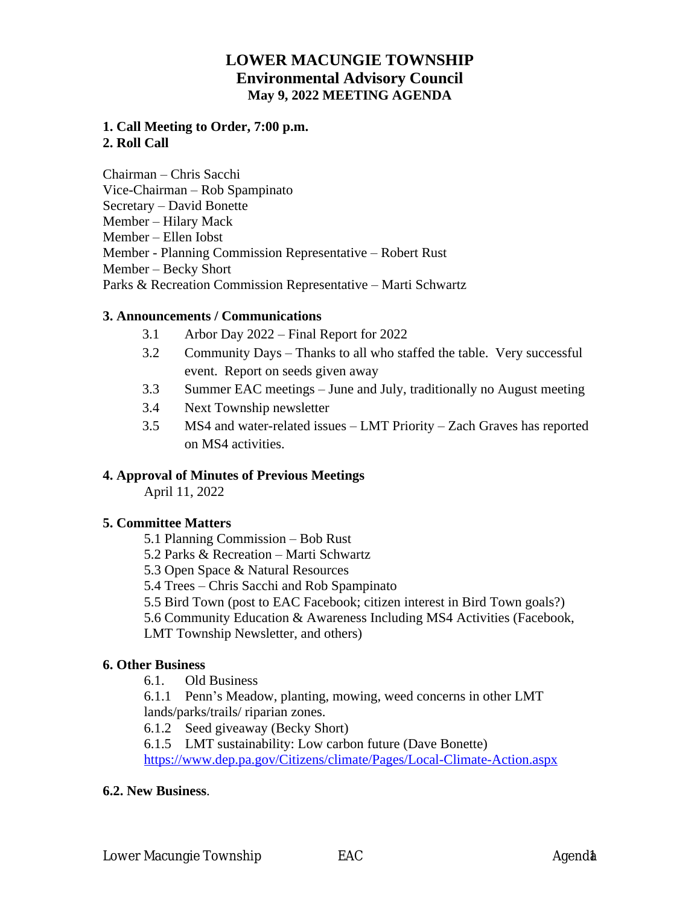# LOWER MACUNGIE TOWNSHIP
## Environmental Advisory Council
### May 9, 2022 MEETING AGENDA

**1. Call Meeting to Order, 7:00 p.m.**
**2. Roll Call**

Chairman – Chris Sacchi
Vice-Chairman – Rob Spampinato
Secretary – David Bonette
Member – Hilary Mack
Member – Ellen Iobst
Member - Planning Commission Representative – Robert Rust
Member – Becky Short
Parks & Recreation Commission Representative – Marti Schwartz

**3. Announcements / Communications**

3.1 Arbor Day 2022 – Final Report for 2022
3.2 Community Days – Thanks to all who staffed the table. Very successful event. Report on seeds given away
3.3 Summer EAC meetings – June and July, traditionally no August meeting
3.4 Next Township newsletter
3.5 MS4 and water-related issues – LMT Priority – Zach Graves has reported on MS4 activities.

**4. Approval of Minutes of Previous Meetings**

April 11, 2022

**5. Committee Matters**

5.1 Planning Commission – Bob Rust
5.2 Parks & Recreation – Marti Schwartz
5.3 Open Space & Natural Resources
5.4 Trees – Chris Sacchi and Rob Spampinato
5.5 Bird Town (post to EAC Facebook; citizen interest in Bird Town goals?)
5.6 Community Education & Awareness Including MS4 Activities (Facebook, LMT Township Newsletter, and others)

**6. Other Business**

6.1. Old Business
6.1.1 Penn's Meadow, planting, mowing, weed concerns in other LMT lands/parks/trails/ riparian zones.
6.1.2 Seed giveaway (Becky Short)
6.1.5 LMT sustainability: Low carbon future (Dave Bonette)
https://www.dep.pa.gov/Citizens/climate/Pages/Local-Climate-Action.aspx

**6.2. New Business**.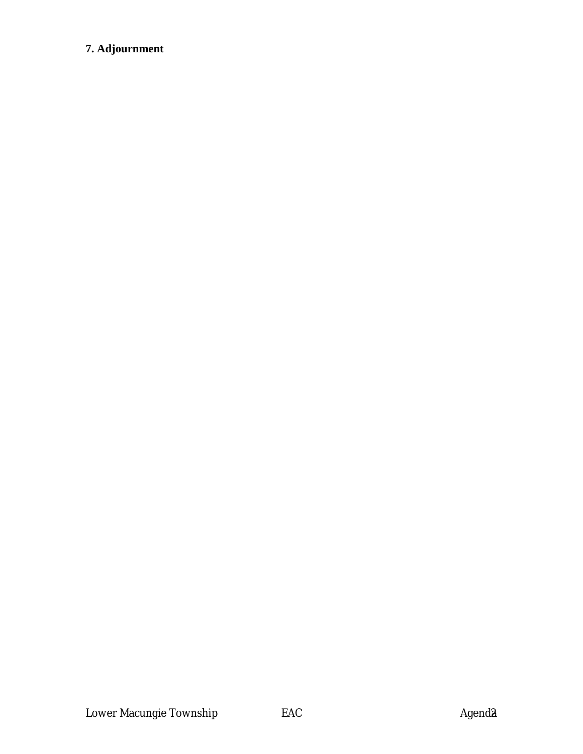**7. Adjournment**